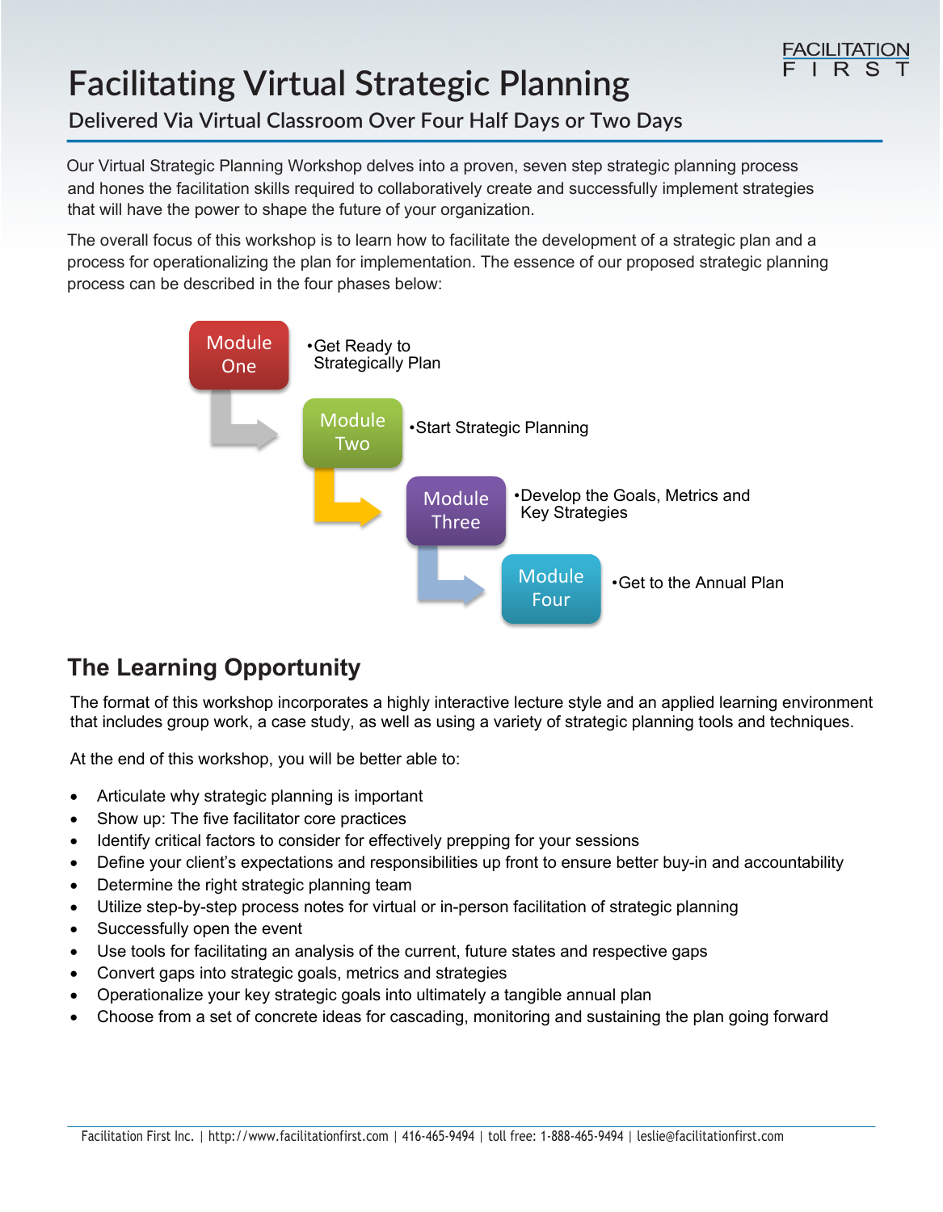# Facilitating Virtual Strategic Planning

### Delivered Via Virtual Classroom Over Four Half Days or Two Days

Our Virtual Strategic Planning Workshop delves into a proven, seven step strategic planning process and hones the facilitation skills required to collaboratively create and successfully implement strategies that will have the power to shape the future of your organization.

The overall focus of this workshop is to learn how to facilitate the development of a strategic plan and a process for operationalizing the plan for implementation. The essence of our proposed strategic planning process can be described in the four phases below:

- **Module One** — Get Ready to Strategically Plan
- **Module Two** — Start Strategic Planning
- **Module Three** — Develop the Goals, Metrics and Key Strategies
- **Module Four** — Get to the Annual Plan

## The Learning Opportunity

The format of this workshop incorporates a highly interactive lecture style and an applied learning environment that includes group work, a case study, as well as using a variety of strategic planning tools and techniques.

At the end of this workshop, you will be better able to:

- Articulate why strategic planning is important
- Show up: The five facilitator core practices
- Identify critical factors to consider for effectively prepping for your sessions
- Define your client's expectations and responsibilities up front to ensure better buy-in and accountability
- Determine the right strategic planning team
- Utilize step-by-step process notes for virtual or in-person facilitation of strategic planning
- Successfully open the event
- Use tools for facilitating an analysis of the current, future states and respective gaps
- Convert gaps into strategic goals, metrics and strategies
- Operationalize your key strategic goals into ultimately a tangible annual plan
- Choose from a set of concrete ideas for cascading, monitoring and sustaining the plan going forward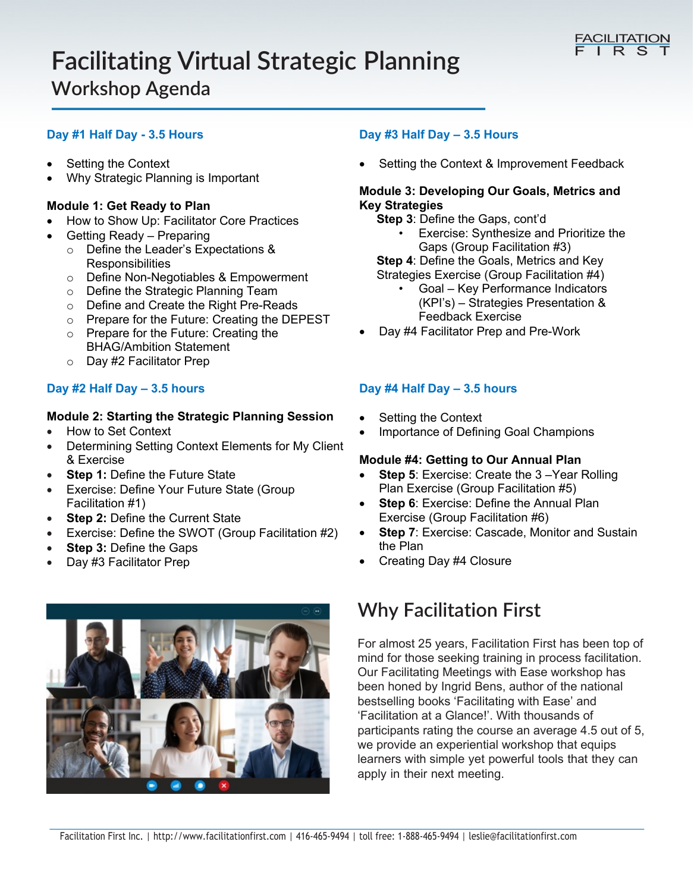# Facilitating Virtual Strategic Planning

## Workshop Agenda

FACILITATION FIRST

### Day #1 Half Day - 3.5 Hours

- Setting the Context
- Why Strategic Planning is Important

**Module 1: Get Ready to Plan**

- How to Show Up: Facilitator Core Practices
- Getting Ready – Preparing
  - Define the Leader's Expectations & Responsibilities
  - Define Non-Negotiables & Empowerment
  - Define the Strategic Planning Team
  - Define and Create the Right Pre-Reads
  - Prepare for the Future: Creating the DEPEST
  - Prepare for the Future: Creating the BHAG/Ambition Statement
  - Day #2 Facilitator Prep

### Day #2 Half Day – 3.5 hours

**Module 2: Starting the Strategic Planning Session**

- How to Set Context
- Determining Setting Context Elements for My Client & Exercise
- **Step 1:** Define the Future State
- Exercise: Define Your Future State (Group Facilitation #1)
- **Step 2:** Define the Current State
- Exercise: Define the SWOT (Group Facilitation #2)
- **Step 3:** Define the Gaps
- Day #3 Facilitator Prep

### Day #3 Half Day – 3.5 Hours

- Setting the Context & Improvement Feedback

**Module 3: Developing Our Goals, Metrics and Key Strategies**

**Step 3**: Define the Gaps, cont'd

- Exercise: Synthesize and Prioritize the Gaps (Group Facilitation #3)

**Step 4**: Define the Goals, Metrics and Key Strategies Exercise (Group Facilitation #4)

- Goal – Key Performance Indicators (KPI's) – Strategies Presentation & Feedback Exercise

- Day #4 Facilitator Prep and Pre-Work

### Day #4 Half Day – 3.5 hours

- Setting the Context
- Importance of Defining Goal Champions

**Module #4: Getting to Our Annual Plan**

- **Step 5**: Exercise: Create the 3 –Year Rolling Plan Exercise (Group Facilitation #5)
- **Step 6**: Exercise: Define the Annual Plan Exercise (Group Facilitation #6)
- **Step 7**: Exercise: Cascade, Monitor and Sustain the Plan
- Creating Day #4 Closure

## Why Facilitation First

For almost 25 years, Facilitation First has been top of mind for those seeking training in process facilitation. Our Facilitating Meetings with Ease workshop has been honed by Ingrid Bens, author of the national bestselling books 'Facilitating with Ease' and 'Facilitation at a Glance!'. With thousands of participants rating the course an average 4.5 out of 5, we provide an experiential workshop that equips learners with simple yet powerful tools that they can apply in their next meeting.

Facilitation First Inc. | http://www.facilitationfirst.com | 416-465-9494 | toll free: 1-888-465-9494 | leslie@facilitationfirst.com